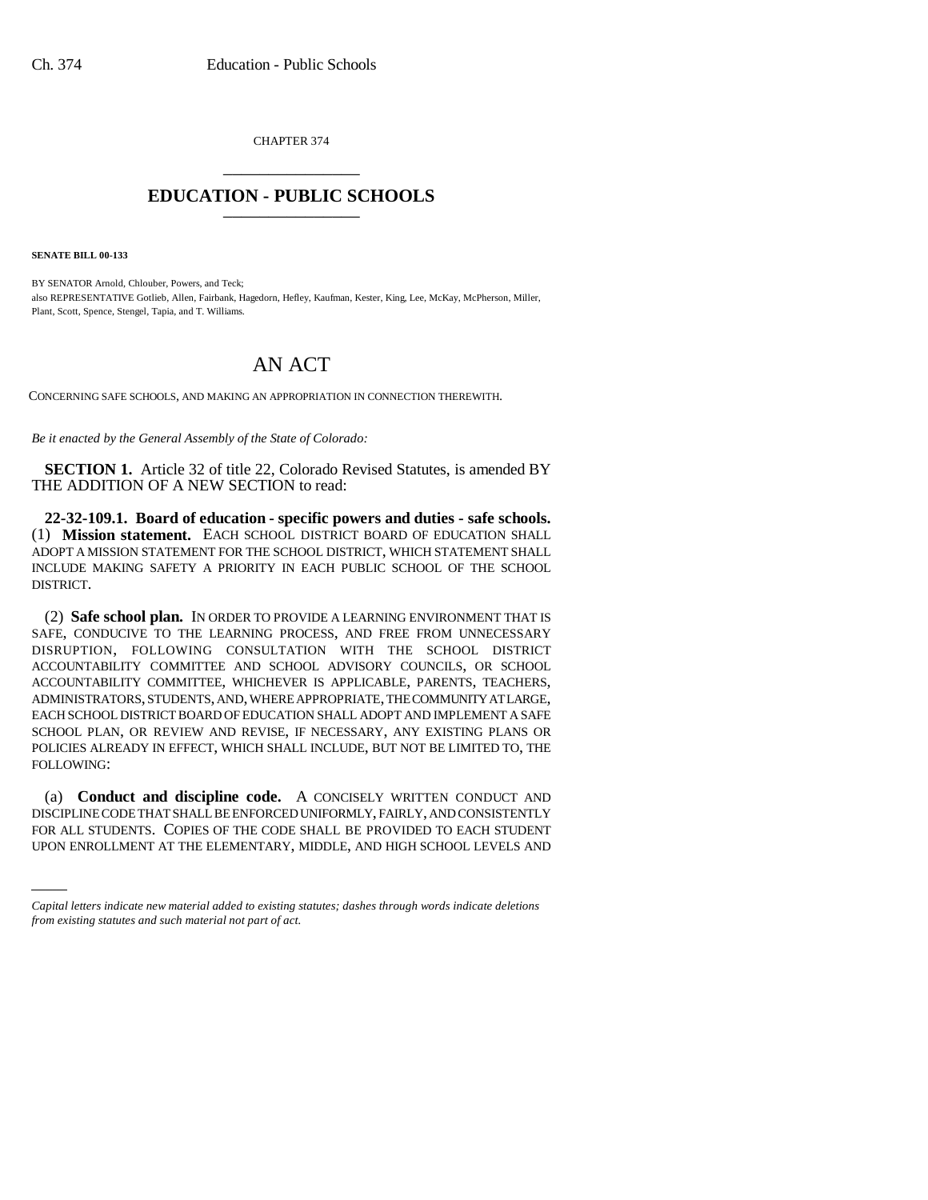CHAPTER 374

# EDUCATION - PUBLIC SCHOOLS

**SENATE BILL 00-133**

BY SENATOR Arnold, Chlouber, Powers, and Teck;
also REPRESENTATIVE Gotlieb, Allen, Fairbank, Hagedorn, Hefley, Kaufman, Kester, King, Lee, McKay, McPherson, Miller, Plant, Scott, Spence, Stengel, Tapia, and T. Williams.

## AN ACT

CONCERNING SAFE SCHOOLS, AND MAKING AN APPROPRIATION IN CONNECTION THEREWITH.

*Be it enacted by the General Assembly of the State of Colorado:*

**SECTION 1.** Article 32 of title 22, Colorado Revised Statutes, is amended BY THE ADDITION OF A NEW SECTION to read:

**22-32-109.1. Board of education - specific powers and duties - safe schools.** (1) **Mission statement.** EACH SCHOOL DISTRICT BOARD OF EDUCATION SHALL ADOPT A MISSION STATEMENT FOR THE SCHOOL DISTRICT, WHICH STATEMENT SHALL INCLUDE MAKING SAFETY A PRIORITY IN EACH PUBLIC SCHOOL OF THE SCHOOL DISTRICT.

(2) **Safe school plan.** IN ORDER TO PROVIDE A LEARNING ENVIRONMENT THAT IS SAFE, CONDUCIVE TO THE LEARNING PROCESS, AND FREE FROM UNNECESSARY DISRUPTION, FOLLOWING CONSULTATION WITH THE SCHOOL DISTRICT ACCOUNTABILITY COMMITTEE AND SCHOOL ADVISORY COUNCILS, OR SCHOOL ACCOUNTABILITY COMMITTEE, WHICHEVER IS APPLICABLE, PARENTS, TEACHERS, ADMINISTRATORS, STUDENTS, AND, WHERE APPROPRIATE, THE COMMUNITY AT LARGE, EACH SCHOOL DISTRICT BOARD OF EDUCATION SHALL ADOPT AND IMPLEMENT A SAFE SCHOOL PLAN, OR REVIEW AND REVISE, IF NECESSARY, ANY EXISTING PLANS OR POLICIES ALREADY IN EFFECT, WHICH SHALL INCLUDE, BUT NOT BE LIMITED TO, THE FOLLOWING:

(a) **Conduct and discipline code.** A CONCISELY WRITTEN CONDUCT AND DISCIPLINE CODE THAT SHALL BE ENFORCED UNIFORMLY, FAIRLY, AND CONSISTENTLY FOR ALL STUDENTS. COPIES OF THE CODE SHALL BE PROVIDED TO EACH STUDENT UPON ENROLLMENT AT THE ELEMENTARY, MIDDLE, AND HIGH SCHOOL LEVELS AND

*Capital letters indicate new material added to existing statutes; dashes through words indicate deletions from existing statutes and such material not part of act.*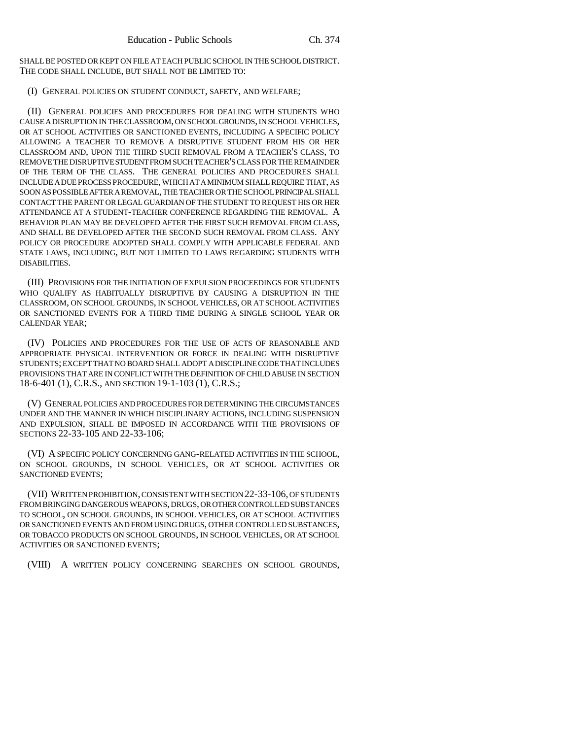SHALL BE POSTED OR KEPT ON FILE AT EACH PUBLIC SCHOOL IN THE SCHOOL DISTRICT. THE CODE SHALL INCLUDE, BUT SHALL NOT BE LIMITED TO:

(I) GENERAL POLICIES ON STUDENT CONDUCT, SAFETY, AND WELFARE;

(II) GENERAL POLICIES AND PROCEDURES FOR DEALING WITH STUDENTS WHO CAUSE A DISRUPTION IN THE CLASSROOM, ON SCHOOL GROUNDS, IN SCHOOL VEHICLES, OR AT SCHOOL ACTIVITIES OR SANCTIONED EVENTS, INCLUDING A SPECIFIC POLICY ALLOWING A TEACHER TO REMOVE A DISRUPTIVE STUDENT FROM HIS OR HER CLASSROOM AND, UPON THE THIRD SUCH REMOVAL FROM A TEACHER'S CLASS, TO REMOVE THE DISRUPTIVE STUDENT FROM SUCH TEACHER'S CLASS FOR THE REMAINDER OF THE TERM OF THE CLASS. THE GENERAL POLICIES AND PROCEDURES SHALL INCLUDE A DUE PROCESS PROCEDURE, WHICH AT A MINIMUM SHALL REQUIRE THAT, AS SOON AS POSSIBLE AFTER A REMOVAL, THE TEACHER OR THE SCHOOL PRINCIPAL SHALL CONTACT THE PARENT OR LEGAL GUARDIAN OF THE STUDENT TO REQUEST HIS OR HER ATTENDANCE AT A STUDENT-TEACHER CONFERENCE REGARDING THE REMOVAL. A BEHAVIOR PLAN MAY BE DEVELOPED AFTER THE FIRST SUCH REMOVAL FROM CLASS, AND SHALL BE DEVELOPED AFTER THE SECOND SUCH REMOVAL FROM CLASS. ANY POLICY OR PROCEDURE ADOPTED SHALL COMPLY WITH APPLICABLE FEDERAL AND STATE LAWS, INCLUDING, BUT NOT LIMITED TO LAWS REGARDING STUDENTS WITH DISABILITIES.

(III) PROVISIONS FOR THE INITIATION OF EXPULSION PROCEEDINGS FOR STUDENTS WHO QUALIFY AS HABITUALLY DISRUPTIVE BY CAUSING A DISRUPTION IN THE CLASSROOM, ON SCHOOL GROUNDS, IN SCHOOL VEHICLES, OR AT SCHOOL ACTIVITIES OR SANCTIONED EVENTS FOR A THIRD TIME DURING A SINGLE SCHOOL YEAR OR CALENDAR YEAR;

(IV) POLICIES AND PROCEDURES FOR THE USE OF ACTS OF REASONABLE AND APPROPRIATE PHYSICAL INTERVENTION OR FORCE IN DEALING WITH DISRUPTIVE STUDENTS; EXCEPT THAT NO BOARD SHALL ADOPT A DISCIPLINE CODE THAT INCLUDES PROVISIONS THAT ARE IN CONFLICT WITH THE DEFINITION OF CHILD ABUSE IN SECTION 18-6-401 (1), C.R.S., AND SECTION 19-1-103 (1), C.R.S.;

(V) GENERAL POLICIES AND PROCEDURES FOR DETERMINING THE CIRCUMSTANCES UNDER AND THE MANNER IN WHICH DISCIPLINARY ACTIONS, INCLUDING SUSPENSION AND EXPULSION, SHALL BE IMPOSED IN ACCORDANCE WITH THE PROVISIONS OF SECTIONS 22-33-105 AND 22-33-106;

(VI) A SPECIFIC POLICY CONCERNING GANG-RELATED ACTIVITIES IN THE SCHOOL, ON SCHOOL GROUNDS, IN SCHOOL VEHICLES, OR AT SCHOOL ACTIVITIES OR SANCTIONED EVENTS;

(VII) WRITTEN PROHIBITION, CONSISTENT WITH SECTION 22-33-106, OF STUDENTS FROM BRINGING DANGEROUS WEAPONS, DRUGS, OR OTHER CONTROLLED SUBSTANCES TO SCHOOL, ON SCHOOL GROUNDS, IN SCHOOL VEHICLES, OR AT SCHOOL ACTIVITIES OR SANCTIONED EVENTS AND FROM USING DRUGS, OTHER CONTROLLED SUBSTANCES, OR TOBACCO PRODUCTS ON SCHOOL GROUNDS, IN SCHOOL VEHICLES, OR AT SCHOOL ACTIVITIES OR SANCTIONED EVENTS;

(VIII) A WRITTEN POLICY CONCERNING SEARCHES ON SCHOOL GROUNDS,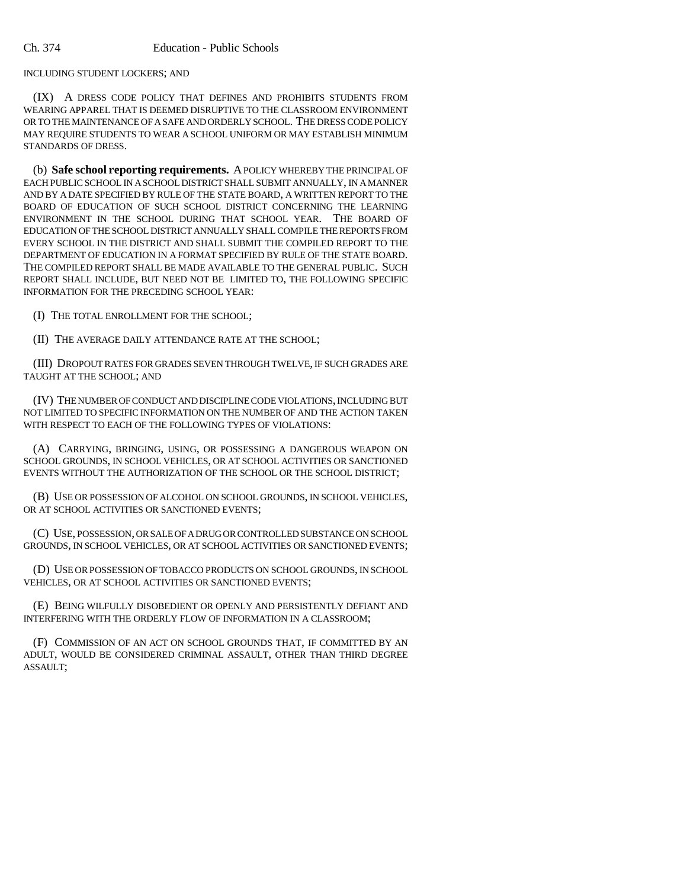INCLUDING STUDENT LOCKERS; AND

(IX) A DRESS CODE POLICY THAT DEFINES AND PROHIBITS STUDENTS FROM WEARING APPAREL THAT IS DEEMED DISRUPTIVE TO THE CLASSROOM ENVIRONMENT OR TO THE MAINTENANCE OF A SAFE AND ORDERLY SCHOOL. THE DRESS CODE POLICY MAY REQUIRE STUDENTS TO WEAR A SCHOOL UNIFORM OR MAY ESTABLISH MINIMUM STANDARDS OF DRESS.

(b) **Safe school reporting requirements.** A POLICY WHEREBY THE PRINCIPAL OF EACH PUBLIC SCHOOL IN A SCHOOL DISTRICT SHALL SUBMIT ANNUALLY, IN A MANNER AND BY A DATE SPECIFIED BY RULE OF THE STATE BOARD, A WRITTEN REPORT TO THE BOARD OF EDUCATION OF SUCH SCHOOL DISTRICT CONCERNING THE LEARNING ENVIRONMENT IN THE SCHOOL DURING THAT SCHOOL YEAR. THE BOARD OF EDUCATION OF THE SCHOOL DISTRICT ANNUALLY SHALL COMPILE THE REPORTS FROM EVERY SCHOOL IN THE DISTRICT AND SHALL SUBMIT THE COMPILED REPORT TO THE DEPARTMENT OF EDUCATION IN A FORMAT SPECIFIED BY RULE OF THE STATE BOARD. THE COMPILED REPORT SHALL BE MADE AVAILABLE TO THE GENERAL PUBLIC. SUCH REPORT SHALL INCLUDE, BUT NEED NOT BE LIMITED TO, THE FOLLOWING SPECIFIC INFORMATION FOR THE PRECEDING SCHOOL YEAR:

(I) THE TOTAL ENROLLMENT FOR THE SCHOOL;

(II) THE AVERAGE DAILY ATTENDANCE RATE AT THE SCHOOL;

(III) DROPOUT RATES FOR GRADES SEVEN THROUGH TWELVE, IF SUCH GRADES ARE TAUGHT AT THE SCHOOL; AND

(IV) THE NUMBER OF CONDUCT AND DISCIPLINE CODE VIOLATIONS, INCLUDING BUT NOT LIMITED TO SPECIFIC INFORMATION ON THE NUMBER OF AND THE ACTION TAKEN WITH RESPECT TO EACH OF THE FOLLOWING TYPES OF VIOLATIONS:

(A) CARRYING, BRINGING, USING, OR POSSESSING A DANGEROUS WEAPON ON SCHOOL GROUNDS, IN SCHOOL VEHICLES, OR AT SCHOOL ACTIVITIES OR SANCTIONED EVENTS WITHOUT THE AUTHORIZATION OF THE SCHOOL OR THE SCHOOL DISTRICT;

(B) USE OR POSSESSION OF ALCOHOL ON SCHOOL GROUNDS, IN SCHOOL VEHICLES, OR AT SCHOOL ACTIVITIES OR SANCTIONED EVENTS;

(C) USE, POSSESSION, OR SALE OF A DRUG OR CONTROLLED SUBSTANCE ON SCHOOL GROUNDS, IN SCHOOL VEHICLES, OR AT SCHOOL ACTIVITIES OR SANCTIONED EVENTS;

(D) USE OR POSSESSION OF TOBACCO PRODUCTS ON SCHOOL GROUNDS, IN SCHOOL VEHICLES, OR AT SCHOOL ACTIVITIES OR SANCTIONED EVENTS;

(E) BEING WILFULLY DISOBEDIENT OR OPENLY AND PERSISTENTLY DEFIANT AND INTERFERING WITH THE ORDERLY FLOW OF INFORMATION IN A CLASSROOM;

(F) COMMISSION OF AN ACT ON SCHOOL GROUNDS THAT, IF COMMITTED BY AN ADULT, WOULD BE CONSIDERED CRIMINAL ASSAULT, OTHER THAN THIRD DEGREE ASSAULT;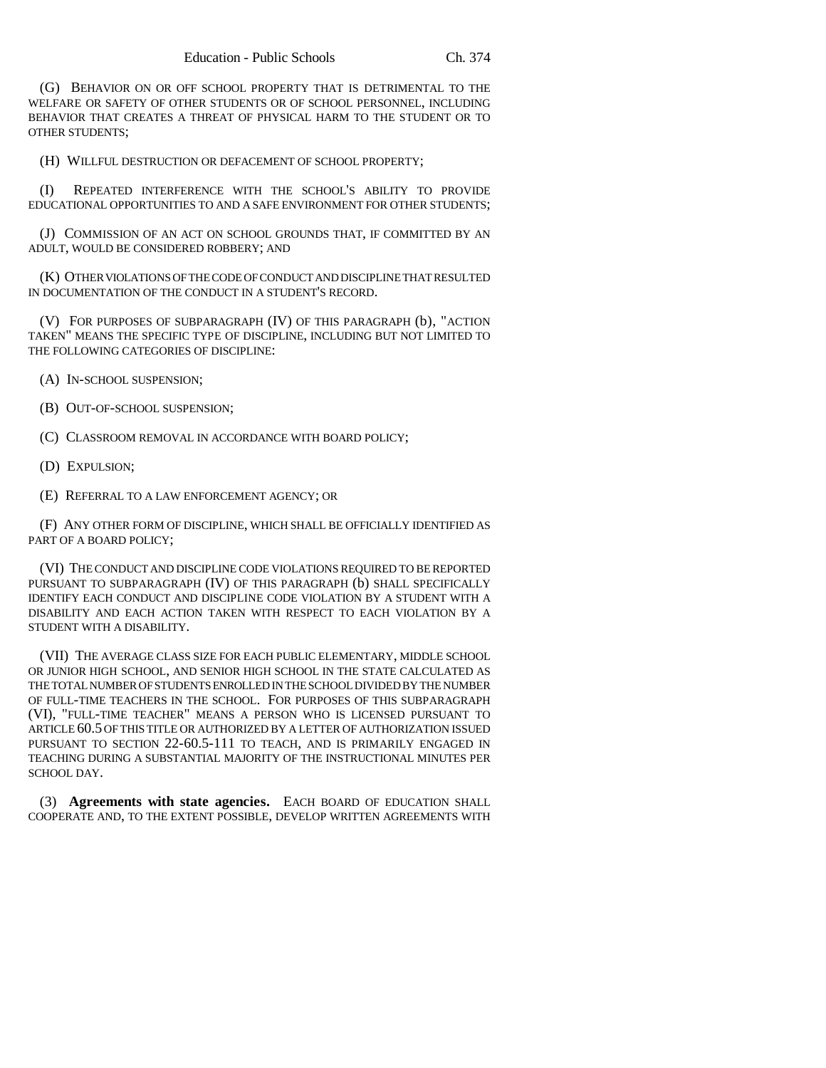(G) BEHAVIOR ON OR OFF SCHOOL PROPERTY THAT IS DETRIMENTAL TO THE WELFARE OR SAFETY OF OTHER STUDENTS OR OF SCHOOL PERSONNEL, INCLUDING BEHAVIOR THAT CREATES A THREAT OF PHYSICAL HARM TO THE STUDENT OR TO OTHER STUDENTS;

(H) WILLFUL DESTRUCTION OR DEFACEMENT OF SCHOOL PROPERTY;

(I) REPEATED INTERFERENCE WITH THE SCHOOL'S ABILITY TO PROVIDE EDUCATIONAL OPPORTUNITIES TO AND A SAFE ENVIRONMENT FOR OTHER STUDENTS;

(J) COMMISSION OF AN ACT ON SCHOOL GROUNDS THAT, IF COMMITTED BY AN ADULT, WOULD BE CONSIDERED ROBBERY; AND

(K) OTHER VIOLATIONS OF THE CODE OF CONDUCT AND DISCIPLINE THAT RESULTED IN DOCUMENTATION OF THE CONDUCT IN A STUDENT'S RECORD.

(V) FOR PURPOSES OF SUBPARAGRAPH (IV) OF THIS PARAGRAPH (b), "ACTION TAKEN" MEANS THE SPECIFIC TYPE OF DISCIPLINE, INCLUDING BUT NOT LIMITED TO THE FOLLOWING CATEGORIES OF DISCIPLINE:

(A) IN-SCHOOL SUSPENSION;

(B) OUT-OF-SCHOOL SUSPENSION;

(C) CLASSROOM REMOVAL IN ACCORDANCE WITH BOARD POLICY;

(D) EXPULSION;

(E) REFERRAL TO A LAW ENFORCEMENT AGENCY; OR

(F) ANY OTHER FORM OF DISCIPLINE, WHICH SHALL BE OFFICIALLY IDENTIFIED AS PART OF A BOARD POLICY;

(VI) THE CONDUCT AND DISCIPLINE CODE VIOLATIONS REQUIRED TO BE REPORTED PURSUANT TO SUBPARAGRAPH (IV) OF THIS PARAGRAPH (b) SHALL SPECIFICALLY IDENTIFY EACH CONDUCT AND DISCIPLINE CODE VIOLATION BY A STUDENT WITH A DISABILITY AND EACH ACTION TAKEN WITH RESPECT TO EACH VIOLATION BY A STUDENT WITH A DISABILITY.

(VII) THE AVERAGE CLASS SIZE FOR EACH PUBLIC ELEMENTARY, MIDDLE SCHOOL OR JUNIOR HIGH SCHOOL, AND SENIOR HIGH SCHOOL IN THE STATE CALCULATED AS THE TOTAL NUMBER OF STUDENTS ENROLLED IN THE SCHOOL DIVIDED BY THE NUMBER OF FULL-TIME TEACHERS IN THE SCHOOL. FOR PURPOSES OF THIS SUBPARAGRAPH (VI), "FULL-TIME TEACHER" MEANS A PERSON WHO IS LICENSED PURSUANT TO ARTICLE 60.5 OF THIS TITLE OR AUTHORIZED BY A LETTER OF AUTHORIZATION ISSUED PURSUANT TO SECTION 22-60.5-111 TO TEACH, AND IS PRIMARILY ENGAGED IN TEACHING DURING A SUBSTANTIAL MAJORITY OF THE INSTRUCTIONAL MINUTES PER SCHOOL DAY.

(3) **Agreements with state agencies.** EACH BOARD OF EDUCATION SHALL COOPERATE AND, TO THE EXTENT POSSIBLE, DEVELOP WRITTEN AGREEMENTS WITH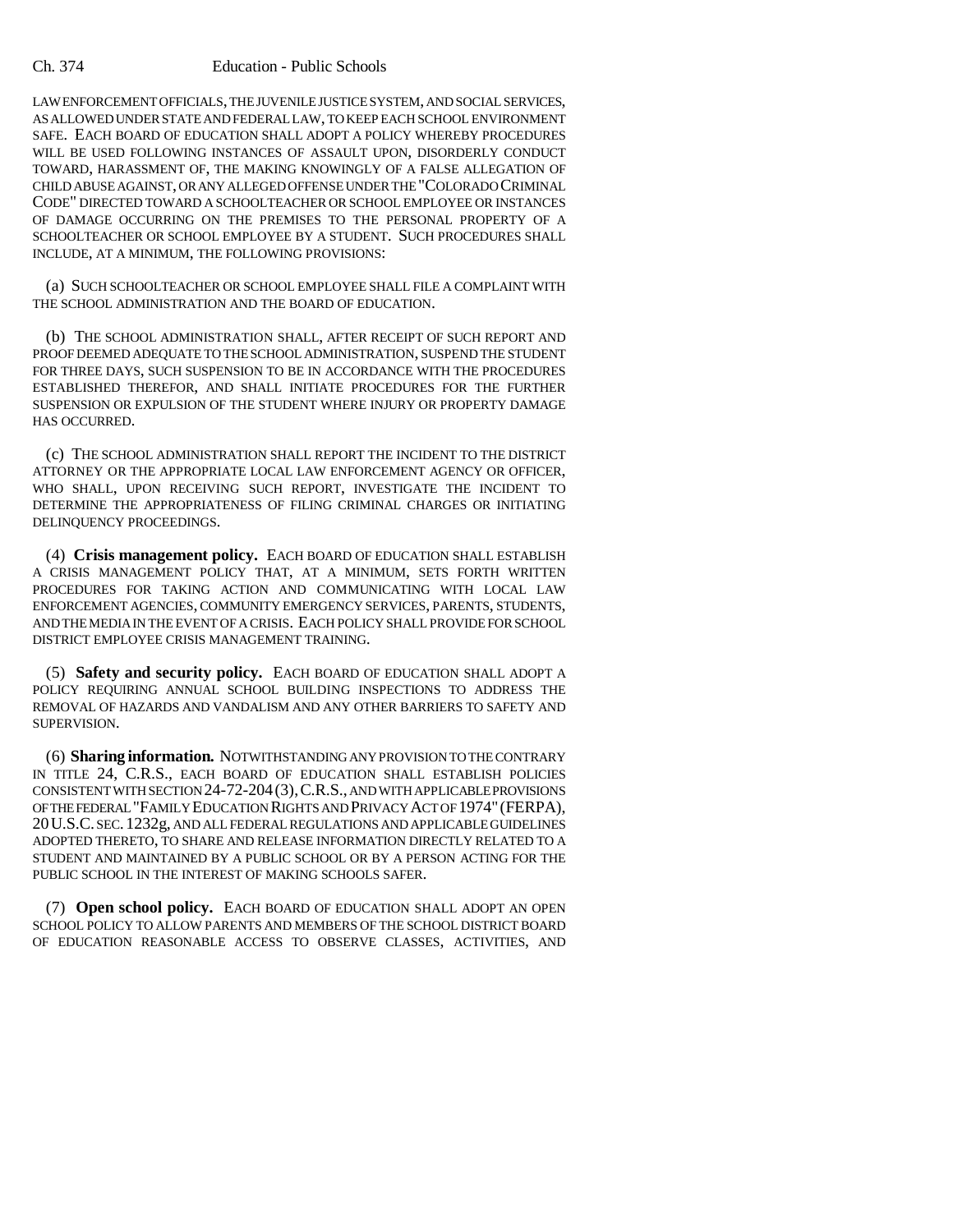LAW ENFORCEMENT OFFICIALS, THE JUVENILE JUSTICE SYSTEM, AND SOCIAL SERVICES, AS ALLOWED UNDER STATE AND FEDERAL LAW, TO KEEP EACH SCHOOL ENVIRONMENT SAFE. EACH BOARD OF EDUCATION SHALL ADOPT A POLICY WHEREBY PROCEDURES WILL BE USED FOLLOWING INSTANCES OF ASSAULT UPON, DISORDERLY CONDUCT TOWARD, HARASSMENT OF, THE MAKING KNOWINGLY OF A FALSE ALLEGATION OF CHILD ABUSE AGAINST, OR ANY ALLEGED OFFENSE UNDER THE "COLORADO CRIMINAL CODE" DIRECTED TOWARD A SCHOOLTEACHER OR SCHOOL EMPLOYEE OR INSTANCES OF DAMAGE OCCURRING ON THE PREMISES TO THE PERSONAL PROPERTY OF A SCHOOLTEACHER OR SCHOOL EMPLOYEE BY A STUDENT. SUCH PROCEDURES SHALL INCLUDE, AT A MINIMUM, THE FOLLOWING PROVISIONS:

(a) SUCH SCHOOLTEACHER OR SCHOOL EMPLOYEE SHALL FILE A COMPLAINT WITH THE SCHOOL ADMINISTRATION AND THE BOARD OF EDUCATION.

(b) THE SCHOOL ADMINISTRATION SHALL, AFTER RECEIPT OF SUCH REPORT AND PROOF DEEMED ADEQUATE TO THE SCHOOL ADMINISTRATION, SUSPEND THE STUDENT FOR THREE DAYS, SUCH SUSPENSION TO BE IN ACCORDANCE WITH THE PROCEDURES ESTABLISHED THEREFOR, AND SHALL INITIATE PROCEDURES FOR THE FURTHER SUSPENSION OR EXPULSION OF THE STUDENT WHERE INJURY OR PROPERTY DAMAGE HAS OCCURRED.

(c) THE SCHOOL ADMINISTRATION SHALL REPORT THE INCIDENT TO THE DISTRICT ATTORNEY OR THE APPROPRIATE LOCAL LAW ENFORCEMENT AGENCY OR OFFICER, WHO SHALL, UPON RECEIVING SUCH REPORT, INVESTIGATE THE INCIDENT TO DETERMINE THE APPROPRIATENESS OF FILING CRIMINAL CHARGES OR INITIATING DELINQUENCY PROCEEDINGS.

(4) **Crisis management policy.** EACH BOARD OF EDUCATION SHALL ESTABLISH A CRISIS MANAGEMENT POLICY THAT, AT A MINIMUM, SETS FORTH WRITTEN PROCEDURES FOR TAKING ACTION AND COMMUNICATING WITH LOCAL LAW ENFORCEMENT AGENCIES, COMMUNITY EMERGENCY SERVICES, PARENTS, STUDENTS, AND THE MEDIA IN THE EVENT OF A CRISIS. EACH POLICY SHALL PROVIDE FOR SCHOOL DISTRICT EMPLOYEE CRISIS MANAGEMENT TRAINING.

(5) **Safety and security policy.** EACH BOARD OF EDUCATION SHALL ADOPT A POLICY REQUIRING ANNUAL SCHOOL BUILDING INSPECTIONS TO ADDRESS THE REMOVAL OF HAZARDS AND VANDALISM AND ANY OTHER BARRIERS TO SAFETY AND SUPERVISION.

(6) **Sharing information.** NOTWITHSTANDING ANY PROVISION TO THE CONTRARY IN TITLE 24, C.R.S., EACH BOARD OF EDUCATION SHALL ESTABLISH POLICIES CONSISTENT WITH SECTION 24-72-204 (3), C.R.S., AND WITH APPLICABLE PROVISIONS OF THE FEDERAL "FAMILY EDUCATION RIGHTS AND PRIVACY ACT OF 1974" (FERPA), 20 U.S.C. SEC. 1232g, AND ALL FEDERAL REGULATIONS AND APPLICABLE GUIDELINES ADOPTED THERETO, TO SHARE AND RELEASE INFORMATION DIRECTLY RELATED TO A STUDENT AND MAINTAINED BY A PUBLIC SCHOOL OR BY A PERSON ACTING FOR THE PUBLIC SCHOOL IN THE INTEREST OF MAKING SCHOOLS SAFER.

(7) **Open school policy.** EACH BOARD OF EDUCATION SHALL ADOPT AN OPEN SCHOOL POLICY TO ALLOW PARENTS AND MEMBERS OF THE SCHOOL DISTRICT BOARD OF EDUCATION REASONABLE ACCESS TO OBSERVE CLASSES, ACTIVITIES, AND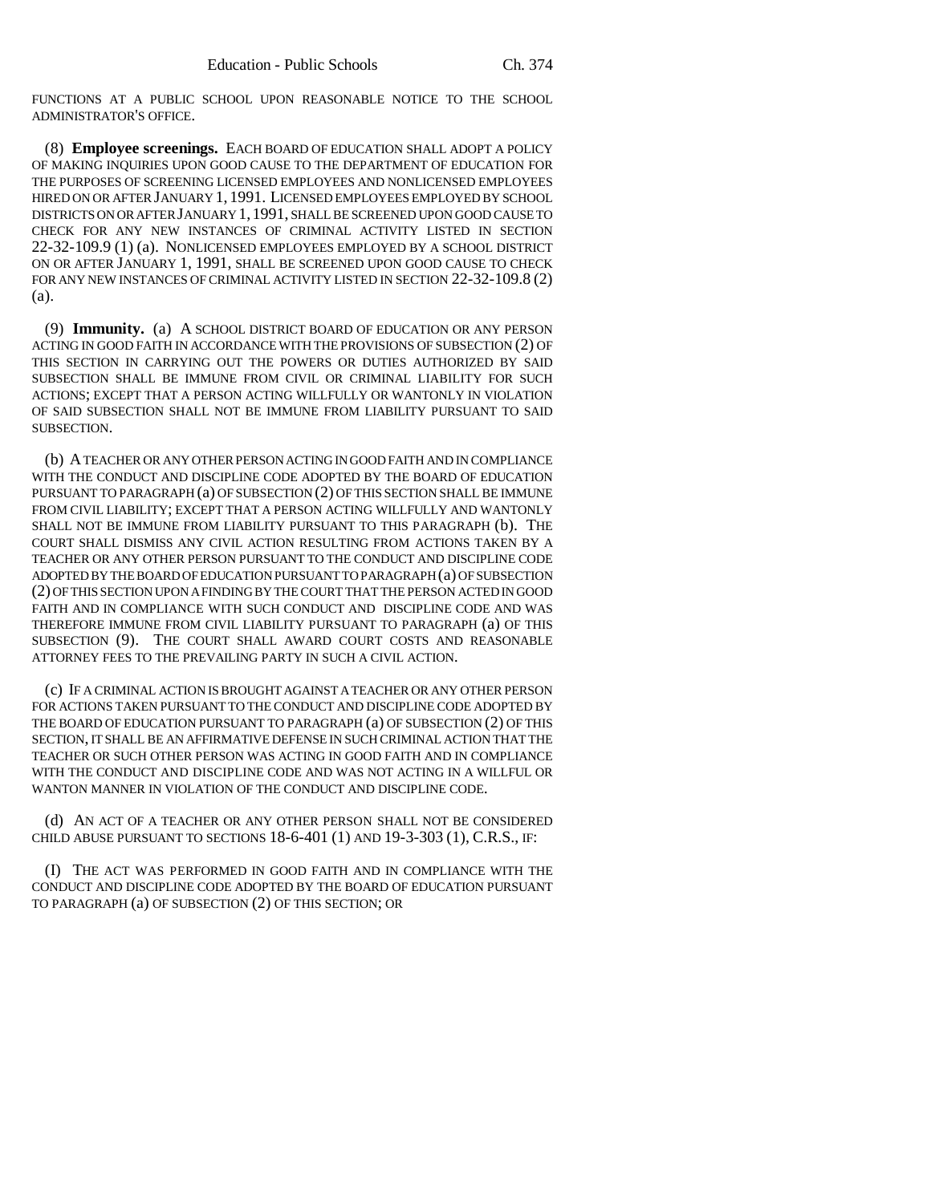FUNCTIONS AT A PUBLIC SCHOOL UPON REASONABLE NOTICE TO THE SCHOOL ADMINISTRATOR'S OFFICE.

(8) **Employee screenings.** EACH BOARD OF EDUCATION SHALL ADOPT A POLICY OF MAKING INQUIRIES UPON GOOD CAUSE TO THE DEPARTMENT OF EDUCATION FOR THE PURPOSES OF SCREENING LICENSED EMPLOYEES AND NONLICENSED EMPLOYEES HIRED ON OR AFTER JANUARY 1, 1991. LICENSED EMPLOYEES EMPLOYED BY SCHOOL DISTRICTS ON OR AFTER JANUARY 1, 1991, SHALL BE SCREENED UPON GOOD CAUSE TO CHECK FOR ANY NEW INSTANCES OF CRIMINAL ACTIVITY LISTED IN SECTION 22-32-109.9 (1) (a). NONLICENSED EMPLOYEES EMPLOYED BY A SCHOOL DISTRICT ON OR AFTER JANUARY 1, 1991, SHALL BE SCREENED UPON GOOD CAUSE TO CHECK FOR ANY NEW INSTANCES OF CRIMINAL ACTIVITY LISTED IN SECTION 22-32-109.8 (2) (a).

(9) **Immunity.** (a) A SCHOOL DISTRICT BOARD OF EDUCATION OR ANY PERSON ACTING IN GOOD FAITH IN ACCORDANCE WITH THE PROVISIONS OF SUBSECTION (2) OF THIS SECTION IN CARRYING OUT THE POWERS OR DUTIES AUTHORIZED BY SAID SUBSECTION SHALL BE IMMUNE FROM CIVIL OR CRIMINAL LIABILITY FOR SUCH ACTIONS; EXCEPT THAT A PERSON ACTING WILLFULLY OR WANTONLY IN VIOLATION OF SAID SUBSECTION SHALL NOT BE IMMUNE FROM LIABILITY PURSUANT TO SAID SUBSECTION.

(b) A TEACHER OR ANY OTHER PERSON ACTING IN GOOD FAITH AND IN COMPLIANCE WITH THE CONDUCT AND DISCIPLINE CODE ADOPTED BY THE BOARD OF EDUCATION PURSUANT TO PARAGRAPH (a) OF SUBSECTION (2) OF THIS SECTION SHALL BE IMMUNE FROM CIVIL LIABILITY; EXCEPT THAT A PERSON ACTING WILLFULLY AND WANTONLY SHALL NOT BE IMMUNE FROM LIABILITY PURSUANT TO THIS PARAGRAPH (b). THE COURT SHALL DISMISS ANY CIVIL ACTION RESULTING FROM ACTIONS TAKEN BY A TEACHER OR ANY OTHER PERSON PURSUANT TO THE CONDUCT AND DISCIPLINE CODE ADOPTED BY THE BOARD OF EDUCATION PURSUANT TO PARAGRAPH (a) OF SUBSECTION (2) OF THIS SECTION UPON A FINDING BY THE COURT THAT THE PERSON ACTED IN GOOD FAITH AND IN COMPLIANCE WITH SUCH CONDUCT AND DISCIPLINE CODE AND WAS THEREFORE IMMUNE FROM CIVIL LIABILITY PURSUANT TO PARAGRAPH (a) OF THIS SUBSECTION (9). THE COURT SHALL AWARD COURT COSTS AND REASONABLE ATTORNEY FEES TO THE PREVAILING PARTY IN SUCH A CIVIL ACTION.

(c) IF A CRIMINAL ACTION IS BROUGHT AGAINST A TEACHER OR ANY OTHER PERSON FOR ACTIONS TAKEN PURSUANT TO THE CONDUCT AND DISCIPLINE CODE ADOPTED BY THE BOARD OF EDUCATION PURSUANT TO PARAGRAPH (a) OF SUBSECTION (2) OF THIS SECTION, IT SHALL BE AN AFFIRMATIVE DEFENSE IN SUCH CRIMINAL ACTION THAT THE TEACHER OR SUCH OTHER PERSON WAS ACTING IN GOOD FAITH AND IN COMPLIANCE WITH THE CONDUCT AND DISCIPLINE CODE AND WAS NOT ACTING IN A WILLFUL OR WANTON MANNER IN VIOLATION OF THE CONDUCT AND DISCIPLINE CODE.

(d) AN ACT OF A TEACHER OR ANY OTHER PERSON SHALL NOT BE CONSIDERED CHILD ABUSE PURSUANT TO SECTIONS 18-6-401 (1) AND 19-3-303 (1), C.R.S., IF:

(I) THE ACT WAS PERFORMED IN GOOD FAITH AND IN COMPLIANCE WITH THE CONDUCT AND DISCIPLINE CODE ADOPTED BY THE BOARD OF EDUCATION PURSUANT TO PARAGRAPH (a) OF SUBSECTION (2) OF THIS SECTION; OR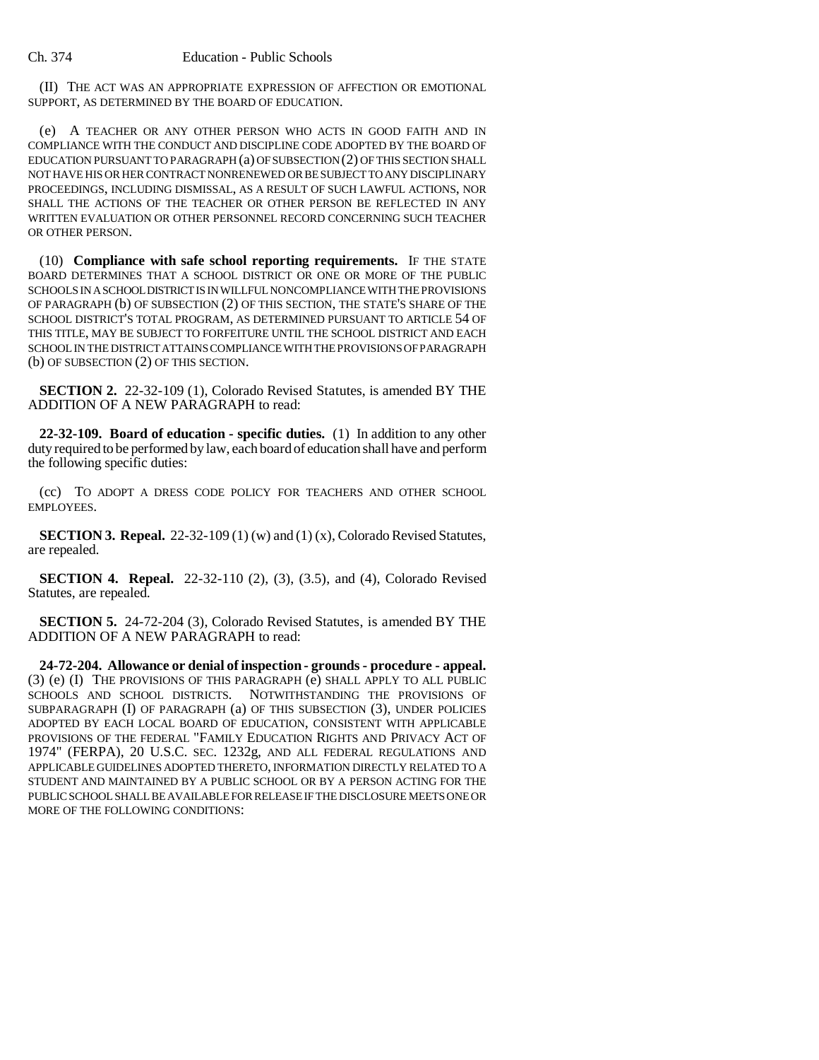(II) THE ACT WAS AN APPROPRIATE EXPRESSION OF AFFECTION OR EMOTIONAL SUPPORT, AS DETERMINED BY THE BOARD OF EDUCATION.

(e) A TEACHER OR ANY OTHER PERSON WHO ACTS IN GOOD FAITH AND IN COMPLIANCE WITH THE CONDUCT AND DISCIPLINE CODE ADOPTED BY THE BOARD OF EDUCATION PURSUANT TO PARAGRAPH (a) OF SUBSECTION (2) OF THIS SECTION SHALL NOT HAVE HIS OR HER CONTRACT NONRENEWED OR BE SUBJECT TO ANY DISCIPLINARY PROCEEDINGS, INCLUDING DISMISSAL, AS A RESULT OF SUCH LAWFUL ACTIONS, NOR SHALL THE ACTIONS OF THE TEACHER OR OTHER PERSON BE REFLECTED IN ANY WRITTEN EVALUATION OR OTHER PERSONNEL RECORD CONCERNING SUCH TEACHER OR OTHER PERSON.

(10) **Compliance with safe school reporting requirements.** IF THE STATE BOARD DETERMINES THAT A SCHOOL DISTRICT OR ONE OR MORE OF THE PUBLIC SCHOOLS IN A SCHOOL DISTRICT IS IN WILLFUL NONCOMPLIANCE WITH THE PROVISIONS OF PARAGRAPH (b) OF SUBSECTION (2) OF THIS SECTION, THE STATE'S SHARE OF THE SCHOOL DISTRICT'S TOTAL PROGRAM, AS DETERMINED PURSUANT TO ARTICLE 54 OF THIS TITLE, MAY BE SUBJECT TO FORFEITURE UNTIL THE SCHOOL DISTRICT AND EACH SCHOOL IN THE DISTRICT ATTAINS COMPLIANCE WITH THE PROVISIONS OF PARAGRAPH (b) OF SUBSECTION (2) OF THIS SECTION.

**SECTION 2.** 22-32-109 (1), Colorado Revised Statutes, is amended BY THE ADDITION OF A NEW PARAGRAPH to read:

**22-32-109. Board of education - specific duties.** (1) In addition to any other duty required to be performed by law, each board of education shall have and perform the following specific duties:

(cc) TO ADOPT A DRESS CODE POLICY FOR TEACHERS AND OTHER SCHOOL EMPLOYEES.

**SECTION 3. Repeal.** 22-32-109 (1) (w) and (1) (x), Colorado Revised Statutes, are repealed.

**SECTION 4. Repeal.** 22-32-110 (2), (3), (3.5), and (4), Colorado Revised Statutes, are repealed.

**SECTION 5.** 24-72-204 (3), Colorado Revised Statutes, is amended BY THE ADDITION OF A NEW PARAGRAPH to read:

**24-72-204. Allowance or denial of inspection - grounds - procedure - appeal.** (3) (e) (I) THE PROVISIONS OF THIS PARAGRAPH (e) SHALL APPLY TO ALL PUBLIC SCHOOLS AND SCHOOL DISTRICTS. NOTWITHSTANDING THE PROVISIONS OF SUBPARAGRAPH (I) OF PARAGRAPH (a) OF THIS SUBSECTION (3), UNDER POLICIES ADOPTED BY EACH LOCAL BOARD OF EDUCATION, CONSISTENT WITH APPLICABLE PROVISIONS OF THE FEDERAL "FAMILY EDUCATION RIGHTS AND PRIVACY ACT OF 1974" (FERPA), 20 U.S.C. SEC. 1232g, AND ALL FEDERAL REGULATIONS AND APPLICABLE GUIDELINES ADOPTED THERETO, INFORMATION DIRECTLY RELATED TO A STUDENT AND MAINTAINED BY A PUBLIC SCHOOL OR BY A PERSON ACTING FOR THE PUBLIC SCHOOL SHALL BE AVAILABLE FOR RELEASE IF THE DISCLOSURE MEETS ONE OR MORE OF THE FOLLOWING CONDITIONS: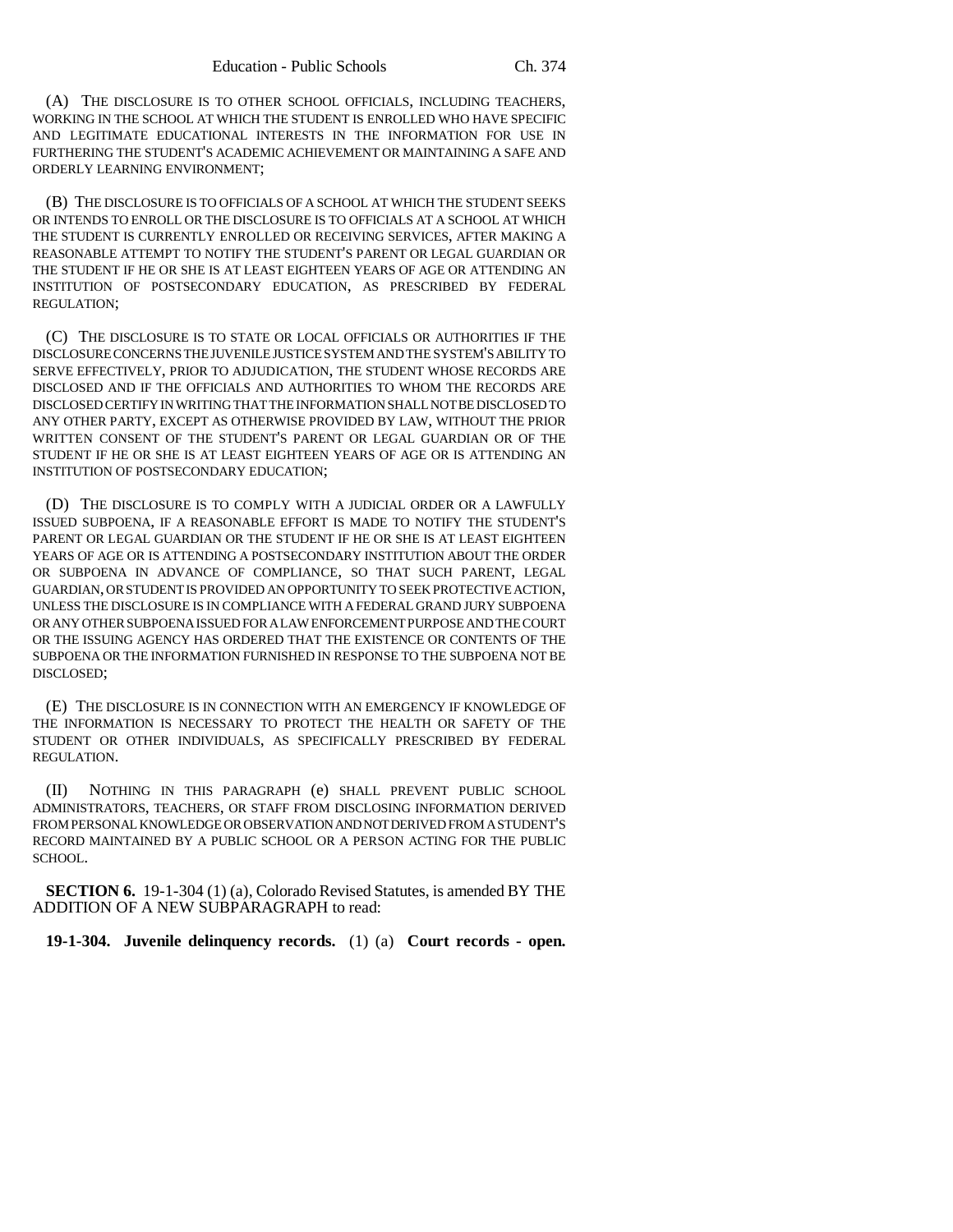(A) THE DISCLOSURE IS TO OTHER SCHOOL OFFICIALS, INCLUDING TEACHERS, WORKING IN THE SCHOOL AT WHICH THE STUDENT IS ENROLLED WHO HAVE SPECIFIC AND LEGITIMATE EDUCATIONAL INTERESTS IN THE INFORMATION FOR USE IN FURTHERING THE STUDENT'S ACADEMIC ACHIEVEMENT OR MAINTAINING A SAFE AND ORDERLY LEARNING ENVIRONMENT;

(B) THE DISCLOSURE IS TO OFFICIALS OF A SCHOOL AT WHICH THE STUDENT SEEKS OR INTENDS TO ENROLL OR THE DISCLOSURE IS TO OFFICIALS AT A SCHOOL AT WHICH THE STUDENT IS CURRENTLY ENROLLED OR RECEIVING SERVICES, AFTER MAKING A REASONABLE ATTEMPT TO NOTIFY THE STUDENT'S PARENT OR LEGAL GUARDIAN OR THE STUDENT IF HE OR SHE IS AT LEAST EIGHTEEN YEARS OF AGE OR ATTENDING AN INSTITUTION OF POSTSECONDARY EDUCATION, AS PRESCRIBED BY FEDERAL REGULATION;

(C) THE DISCLOSURE IS TO STATE OR LOCAL OFFICIALS OR AUTHORITIES IF THE DISCLOSURE CONCERNS THE JUVENILE JUSTICE SYSTEM AND THE SYSTEM'S ABILITY TO SERVE EFFECTIVELY, PRIOR TO ADJUDICATION, THE STUDENT WHOSE RECORDS ARE DISCLOSED AND IF THE OFFICIALS AND AUTHORITIES TO WHOM THE RECORDS ARE DISCLOSED CERTIFY IN WRITING THAT THE INFORMATION SHALL NOT BE DISCLOSED TO ANY OTHER PARTY, EXCEPT AS OTHERWISE PROVIDED BY LAW, WITHOUT THE PRIOR WRITTEN CONSENT OF THE STUDENT'S PARENT OR LEGAL GUARDIAN OR OF THE STUDENT IF HE OR SHE IS AT LEAST EIGHTEEN YEARS OF AGE OR IS ATTENDING AN INSTITUTION OF POSTSECONDARY EDUCATION;

(D) THE DISCLOSURE IS TO COMPLY WITH A JUDICIAL ORDER OR A LAWFULLY ISSUED SUBPOENA, IF A REASONABLE EFFORT IS MADE TO NOTIFY THE STUDENT'S PARENT OR LEGAL GUARDIAN OR THE STUDENT IF HE OR SHE IS AT LEAST EIGHTEEN YEARS OF AGE OR IS ATTENDING A POSTSECONDARY INSTITUTION ABOUT THE ORDER OR SUBPOENA IN ADVANCE OF COMPLIANCE, SO THAT SUCH PARENT, LEGAL GUARDIAN, OR STUDENT IS PROVIDED AN OPPORTUNITY TO SEEK PROTECTIVE ACTION, UNLESS THE DISCLOSURE IS IN COMPLIANCE WITH A FEDERAL GRAND JURY SUBPOENA OR ANY OTHER SUBPOENA ISSUED FOR A LAW ENFORCEMENT PURPOSE AND THE COURT OR THE ISSUING AGENCY HAS ORDERED THAT THE EXISTENCE OR CONTENTS OF THE SUBPOENA OR THE INFORMATION FURNISHED IN RESPONSE TO THE SUBPOENA NOT BE DISCLOSED;

(E) THE DISCLOSURE IS IN CONNECTION WITH AN EMERGENCY IF KNOWLEDGE OF THE INFORMATION IS NECESSARY TO PROTECT THE HEALTH OR SAFETY OF THE STUDENT OR OTHER INDIVIDUALS, AS SPECIFICALLY PRESCRIBED BY FEDERAL REGULATION.

(II) NOTHING IN THIS PARAGRAPH (e) SHALL PREVENT PUBLIC SCHOOL ADMINISTRATORS, TEACHERS, OR STAFF FROM DISCLOSING INFORMATION DERIVED FROM PERSONAL KNOWLEDGE OR OBSERVATION AND NOT DERIVED FROM A STUDENT'S RECORD MAINTAINED BY A PUBLIC SCHOOL OR A PERSON ACTING FOR THE PUBLIC SCHOOL.

**SECTION 6.** 19-1-304 (1) (a), Colorado Revised Statutes, is amended BY THE ADDITION OF A NEW SUBPARAGRAPH to read:

**19-1-304. Juvenile delinquency records.** (1) (a) **Court records - open.**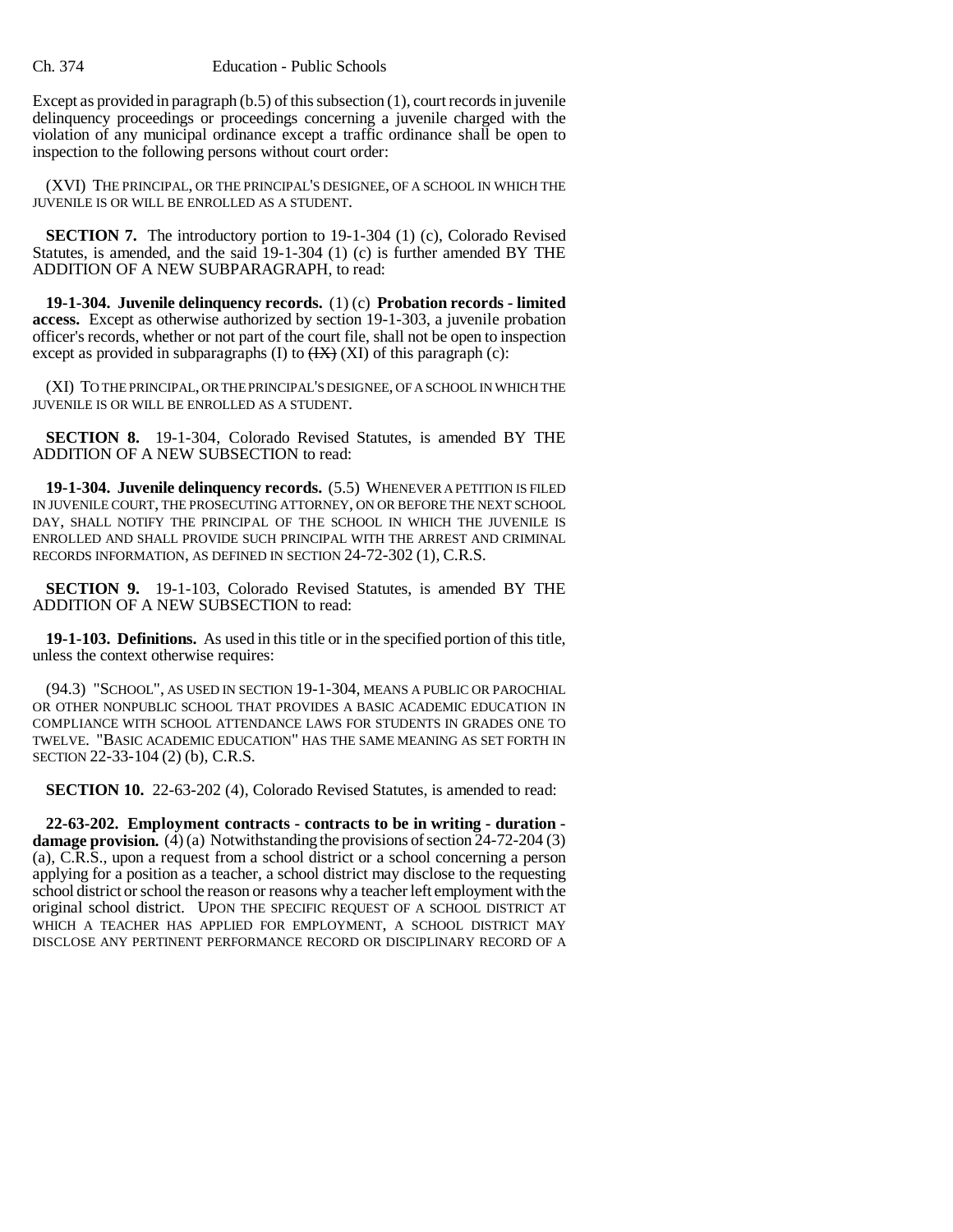Except as provided in paragraph (b.5) of this subsection (1), court records in juvenile delinquency proceedings or proceedings concerning a juvenile charged with the violation of any municipal ordinance except a traffic ordinance shall be open to inspection to the following persons without court order:

(XVI) THE PRINCIPAL, OR THE PRINCIPAL'S DESIGNEE, OF A SCHOOL IN WHICH THE JUVENILE IS OR WILL BE ENROLLED AS A STUDENT.

**SECTION 7.** The introductory portion to 19-1-304 (1) (c), Colorado Revised Statutes, is amended, and the said 19-1-304 (1) (c) is further amended BY THE ADDITION OF A NEW SUBPARAGRAPH, to read:

**19-1-304. Juvenile delinquency records.** (1) (c) **Probation records - limited access.** Except as otherwise authorized by section 19-1-303, a juvenile probation officer's records, whether or not part of the court file, shall not be open to inspection except as provided in subparagraphs (I) to ~~(IX)~~ (XI) of this paragraph (c):

(XI) TO THE PRINCIPAL, OR THE PRINCIPAL'S DESIGNEE, OF A SCHOOL IN WHICH THE JUVENILE IS OR WILL BE ENROLLED AS A STUDENT.

**SECTION 8.** 19-1-304, Colorado Revised Statutes, is amended BY THE ADDITION OF A NEW SUBSECTION to read:

**19-1-304. Juvenile delinquency records.** (5.5) WHENEVER A PETITION IS FILED IN JUVENILE COURT, THE PROSECUTING ATTORNEY, ON OR BEFORE THE NEXT SCHOOL DAY, SHALL NOTIFY THE PRINCIPAL OF THE SCHOOL IN WHICH THE JUVENILE IS ENROLLED AND SHALL PROVIDE SUCH PRINCIPAL WITH THE ARREST AND CRIMINAL RECORDS INFORMATION, AS DEFINED IN SECTION 24-72-302 (1), C.R.S.

**SECTION 9.** 19-1-103, Colorado Revised Statutes, is amended BY THE ADDITION OF A NEW SUBSECTION to read:

**19-1-103. Definitions.** As used in this title or in the specified portion of this title, unless the context otherwise requires:

(94.3) "SCHOOL", AS USED IN SECTION 19-1-304, MEANS A PUBLIC OR PAROCHIAL OR OTHER NONPUBLIC SCHOOL THAT PROVIDES A BASIC ACADEMIC EDUCATION IN COMPLIANCE WITH SCHOOL ATTENDANCE LAWS FOR STUDENTS IN GRADES ONE TO TWELVE. "BASIC ACADEMIC EDUCATION" HAS THE SAME MEANING AS SET FORTH IN SECTION 22-33-104 (2) (b), C.R.S.

**SECTION 10.** 22-63-202 (4), Colorado Revised Statutes, is amended to read:

**22-63-202. Employment contracts - contracts to be in writing - duration - damage provision.** (4) (a) Notwithstanding the provisions of section 24-72-204 (3) (a), C.R.S., upon a request from a school district or a school concerning a person applying for a position as a teacher, a school district may disclose to the requesting school district or school the reason or reasons why a teacher left employment with the original school district. UPON THE SPECIFIC REQUEST OF A SCHOOL DISTRICT AT WHICH A TEACHER HAS APPLIED FOR EMPLOYMENT, A SCHOOL DISTRICT MAY DISCLOSE ANY PERTINENT PERFORMANCE RECORD OR DISCIPLINARY RECORD OF A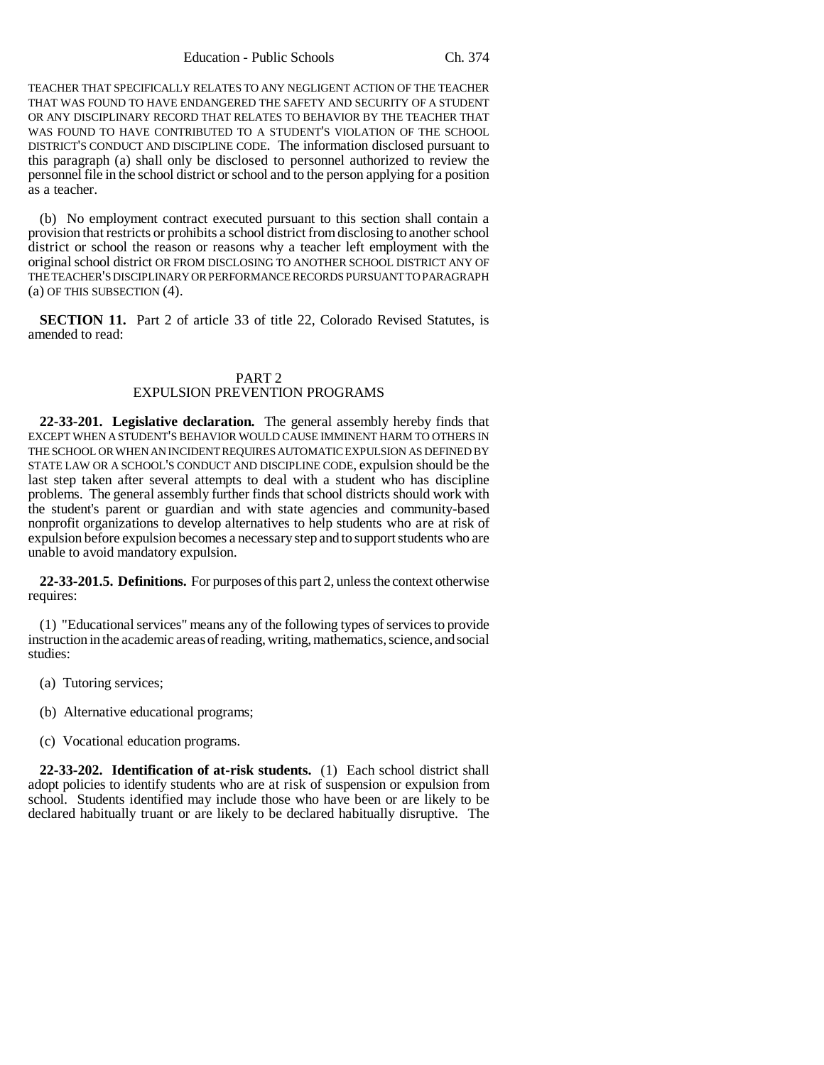TEACHER THAT SPECIFICALLY RELATES TO ANY NEGLIGENT ACTION OF THE TEACHER THAT WAS FOUND TO HAVE ENDANGERED THE SAFETY AND SECURITY OF A STUDENT OR ANY DISCIPLINARY RECORD THAT RELATES TO BEHAVIOR BY THE TEACHER THAT WAS FOUND TO HAVE CONTRIBUTED TO A STUDENT'S VIOLATION OF THE SCHOOL DISTRICT'S CONDUCT AND DISCIPLINE CODE. The information disclosed pursuant to this paragraph (a) shall only be disclosed to personnel authorized to review the personnel file in the school district or school and to the person applying for a position as a teacher.

(b) No employment contract executed pursuant to this section shall contain a provision that restricts or prohibits a school district from disclosing to another school district or school the reason or reasons why a teacher left employment with the original school district OR FROM DISCLOSING TO ANOTHER SCHOOL DISTRICT ANY OF THE TEACHER'S DISCIPLINARY OR PERFORMANCE RECORDS PURSUANT TO PARAGRAPH (a) OF THIS SUBSECTION (4).

**SECTION 11.** Part 2 of article 33 of title 22, Colorado Revised Statutes, is amended to read:

PART 2
EXPULSION PREVENTION PROGRAMS

**22-33-201. Legislative declaration.** The general assembly hereby finds that EXCEPT WHEN A STUDENT'S BEHAVIOR WOULD CAUSE IMMINENT HARM TO OTHERS IN THE SCHOOL OR WHEN AN INCIDENT REQUIRES AUTOMATIC EXPULSION AS DEFINED BY STATE LAW OR A SCHOOL'S CONDUCT AND DISCIPLINE CODE, expulsion should be the last step taken after several attempts to deal with a student who has discipline problems. The general assembly further finds that school districts should work with the student's parent or guardian and with state agencies and community-based nonprofit organizations to develop alternatives to help students who are at risk of expulsion before expulsion becomes a necessary step and to support students who are unable to avoid mandatory expulsion.

**22-33-201.5. Definitions.** For purposes of this part 2, unless the context otherwise requires:

(1) "Educational services" means any of the following types of services to provide instruction in the academic areas of reading, writing, mathematics, science, and social studies:

(a) Tutoring services;

(b) Alternative educational programs;

(c) Vocational education programs.

**22-33-202. Identification of at-risk students.** (1) Each school district shall adopt policies to identify students who are at risk of suspension or expulsion from school. Students identified may include those who have been or are likely to be declared habitually truant or are likely to be declared habitually disruptive. The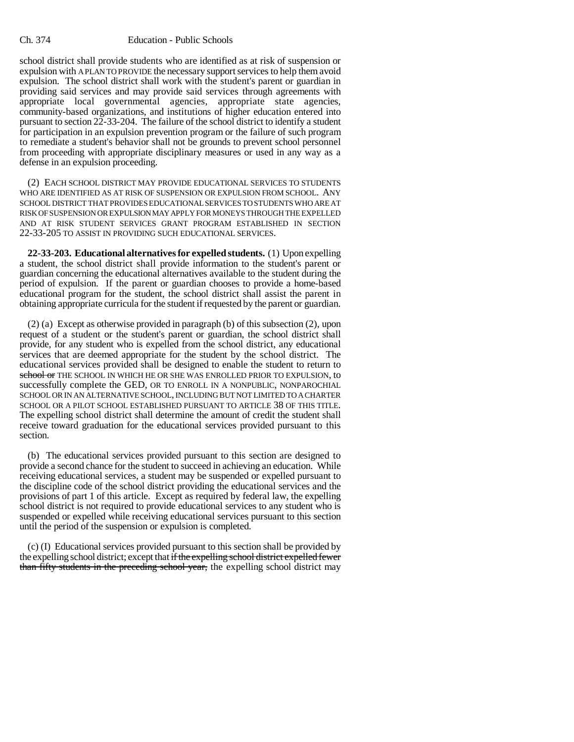school district shall provide students who are identified as at risk of suspension or expulsion with A PLAN TO PROVIDE the necessary support services to help them avoid expulsion. The school district shall work with the student's parent or guardian in providing said services and may provide said services through agreements with appropriate local governmental agencies, appropriate state agencies, community-based organizations, and institutions of higher education entered into pursuant to section 22-33-204. The failure of the school district to identify a student for participation in an expulsion prevention program or the failure of such program to remediate a student's behavior shall not be grounds to prevent school personnel from proceeding with appropriate disciplinary measures or used in any way as a defense in an expulsion proceeding.

(2) EACH SCHOOL DISTRICT MAY PROVIDE EDUCATIONAL SERVICES TO STUDENTS WHO ARE IDENTIFIED AS AT RISK OF SUSPENSION OR EXPULSION FROM SCHOOL. ANY SCHOOL DISTRICT THAT PROVIDES EDUCATIONAL SERVICES TO STUDENTS WHO ARE AT RISK OF SUSPENSION OR EXPULSION MAY APPLY FOR MONEYS THROUGH THE EXPELLED AND AT RISK STUDENT SERVICES GRANT PROGRAM ESTABLISHED IN SECTION 22-33-205 TO ASSIST IN PROVIDING SUCH EDUCATIONAL SERVICES.

**22-33-203. Educational alternatives for expelled students.** (1) Upon expelling a student, the school district shall provide information to the student's parent or guardian concerning the educational alternatives available to the student during the period of expulsion. If the parent or guardian chooses to provide a home-based educational program for the student, the school district shall assist the parent in obtaining appropriate curricula for the student if requested by the parent or guardian.

(2) (a) Except as otherwise provided in paragraph (b) of this subsection (2), upon request of a student or the student's parent or guardian, the school district shall provide, for any student who is expelled from the school district, any educational services that are deemed appropriate for the student by the school district. The educational services provided shall be designed to enable the student to return to ~~school or~~ THE SCHOOL IN WHICH HE OR SHE WAS ENROLLED PRIOR TO EXPULSION, to successfully complete the GED, OR TO ENROLL IN A NONPUBLIC, NONPAROCHIAL SCHOOL OR IN AN ALTERNATIVE SCHOOL, INCLUDING BUT NOT LIMITED TO A CHARTER SCHOOL OR A PILOT SCHOOL ESTABLISHED PURSUANT TO ARTICLE 38 OF THIS TITLE. The expelling school district shall determine the amount of credit the student shall receive toward graduation for the educational services provided pursuant to this section.

(b) The educational services provided pursuant to this section are designed to provide a second chance for the student to succeed in achieving an education. While receiving educational services, a student may be suspended or expelled pursuant to the discipline code of the school district providing the educational services and the provisions of part 1 of this article. Except as required by federal law, the expelling school district is not required to provide educational services to any student who is suspended or expelled while receiving educational services pursuant to this section until the period of the suspension or expulsion is completed.

(c) (I) Educational services provided pursuant to this section shall be provided by the expelling school district; except that ~~if the expelling school district expelled fewer than fifty students in the preceding school year,~~ the expelling school district may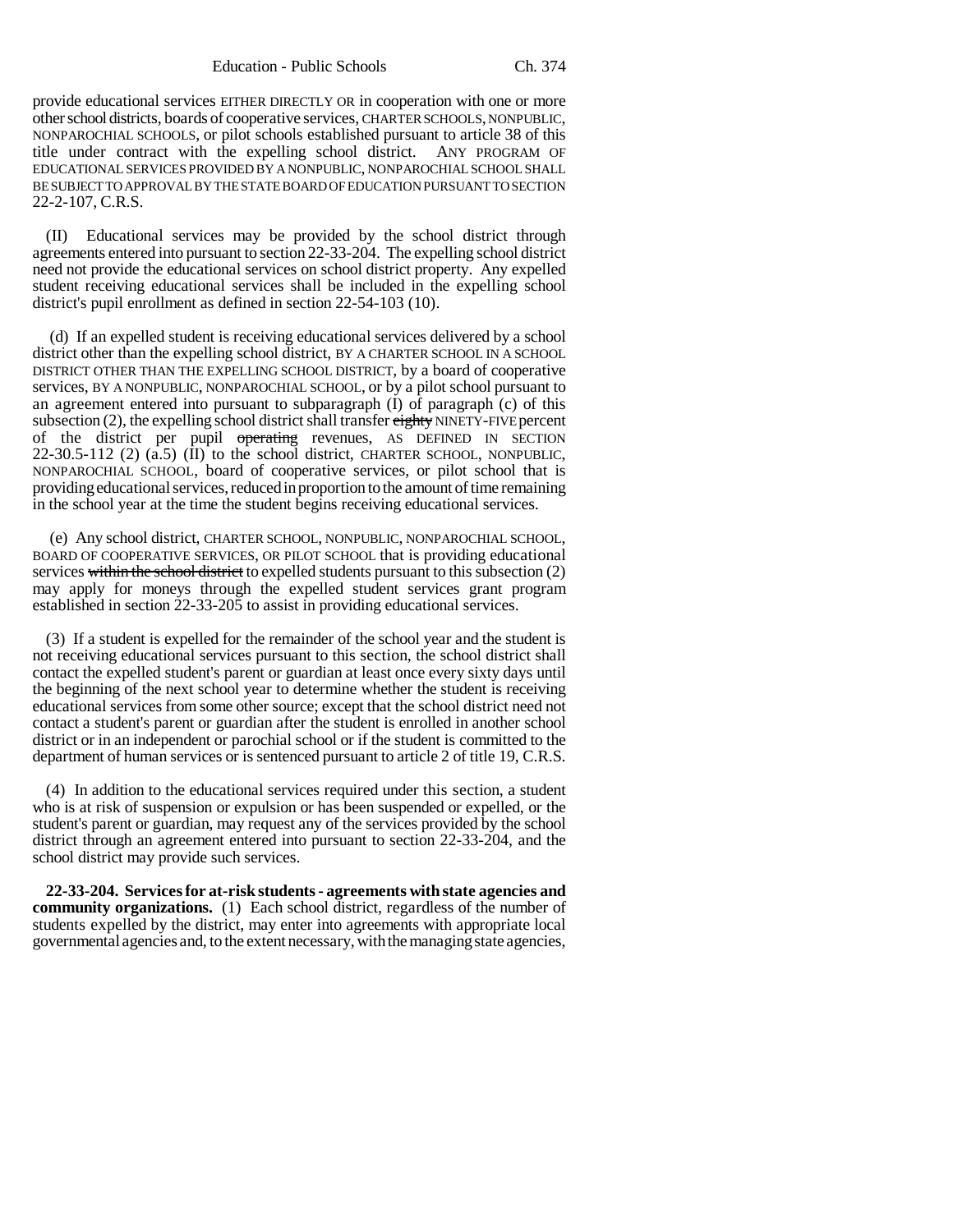provide educational services EITHER DIRECTLY OR in cooperation with one or more other school districts, boards of cooperative services, CHARTER SCHOOLS, NONPUBLIC, NONPAROCHIAL SCHOOLS, or pilot schools established pursuant to article 38 of this title under contract with the expelling school district. ANY PROGRAM OF EDUCATIONAL SERVICES PROVIDED BY A NONPUBLIC, NONPAROCHIAL SCHOOL SHALL BE SUBJECT TO APPROVAL BY THE STATE BOARD OF EDUCATION PURSUANT TO SECTION 22-2-107, C.R.S.

(II) Educational services may be provided by the school district through agreements entered into pursuant to section 22-33-204. The expelling school district need not provide the educational services on school district property. Any expelled student receiving educational services shall be included in the expelling school district's pupil enrollment as defined in section 22-54-103 (10).

(d) If an expelled student is receiving educational services delivered by a school district other than the expelling school district, BY A CHARTER SCHOOL IN A SCHOOL DISTRICT OTHER THAN THE EXPELLING SCHOOL DISTRICT, by a board of cooperative services, BY A NONPUBLIC, NONPAROCHIAL SCHOOL, or by a pilot school pursuant to an agreement entered into pursuant to subparagraph (I) of paragraph (c) of this subsection (2), the expelling school district shall transfer ~~eighty~~ NINETY-FIVE percent of the district per pupil ~~operating~~ revenues, AS DEFINED IN SECTION 22-30.5-112 (2) (a.5) (II) to the school district, CHARTER SCHOOL, NONPUBLIC, NONPAROCHIAL SCHOOL, board of cooperative services, or pilot school that is providing educational services, reduced in proportion to the amount of time remaining in the school year at the time the student begins receiving educational services.

(e) Any school district, CHARTER SCHOOL, NONPUBLIC, NONPAROCHIAL SCHOOL, BOARD OF COOPERATIVE SERVICES, OR PILOT SCHOOL that is providing educational services ~~within the school district~~ to expelled students pursuant to this subsection (2) may apply for moneys through the expelled student services grant program established in section 22-33-205 to assist in providing educational services.

(3) If a student is expelled for the remainder of the school year and the student is not receiving educational services pursuant to this section, the school district shall contact the expelled student's parent or guardian at least once every sixty days until the beginning of the next school year to determine whether the student is receiving educational services from some other source; except that the school district need not contact a student's parent or guardian after the student is enrolled in another school district or in an independent or parochial school or if the student is committed to the department of human services or is sentenced pursuant to article 2 of title 19, C.R.S.

(4) In addition to the educational services required under this section, a student who is at risk of suspension or expulsion or has been suspended or expelled, or the student's parent or guardian, may request any of the services provided by the school district through an agreement entered into pursuant to section 22-33-204, and the school district may provide such services.

**22-33-204. Services for at-risk students - agreements with state agencies and community organizations.** (1) Each school district, regardless of the number of students expelled by the district, may enter into agreements with appropriate local governmental agencies and, to the extent necessary, with the managing state agencies,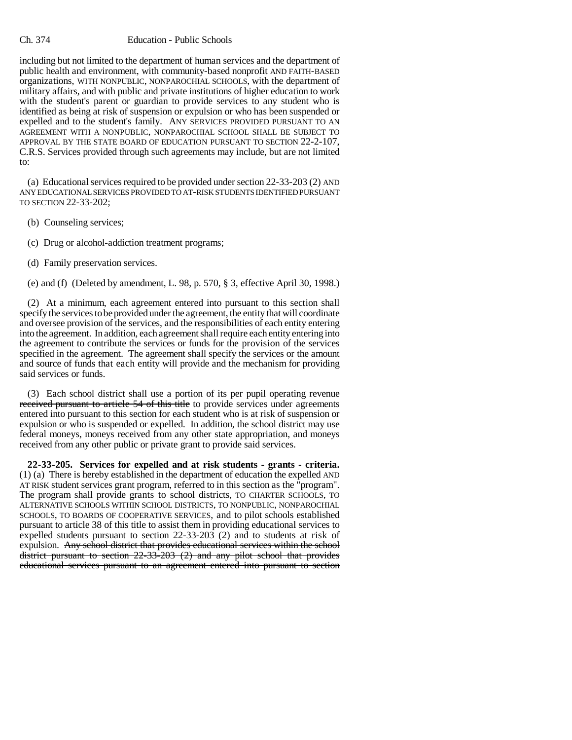including but not limited to the department of human services and the department of public health and environment, with community-based nonprofit AND FAITH-BASED organizations, WITH NONPUBLIC, NONPAROCHIAL SCHOOLS, with the department of military affairs, and with public and private institutions of higher education to work with the student's parent or guardian to provide services to any student who is identified as being at risk of suspension or expulsion or who has been suspended or expelled and to the student's family. ANY SERVICES PROVIDED PURSUANT TO AN AGREEMENT WITH A NONPUBLIC, NONPAROCHIAL SCHOOL SHALL BE SUBJECT TO APPROVAL BY THE STATE BOARD OF EDUCATION PURSUANT TO SECTION 22-2-107, C.R.S. Services provided through such agreements may include, but are not limited to:

(a) Educational services required to be provided under section 22-33-203 (2) AND ANY EDUCATIONAL SERVICES PROVIDED TO AT-RISK STUDENTS IDENTIFIED PURSUANT TO SECTION 22-33-202;

(b) Counseling services;

(c) Drug or alcohol-addiction treatment programs;

(d) Family preservation services.

(e) and (f) (Deleted by amendment, L. 98, p. 570, § 3, effective April 30, 1998.)

(2) At a minimum, each agreement entered into pursuant to this section shall specify the services to be provided under the agreement, the entity that will coordinate and oversee provision of the services, and the responsibilities of each entity entering into the agreement. In addition, each agreement shall require each entity entering into the agreement to contribute the services or funds for the provision of the services specified in the agreement. The agreement shall specify the services or the amount and source of funds that each entity will provide and the mechanism for providing said services or funds.

(3) Each school district shall use a portion of its per pupil operating revenue ~~received pursuant to article 54 of this title~~ to provide services under agreements entered into pursuant to this section for each student who is at risk of suspension or expulsion or who is suspended or expelled. In addition, the school district may use federal moneys, moneys received from any other state appropriation, and moneys received from any other public or private grant to provide said services.

**22-33-205. Services for expelled and at risk students - grants - criteria.** (1) (a) There is hereby established in the department of education the expelled AND AT RISK student services grant program, referred to in this section as the "program". The program shall provide grants to school districts, TO CHARTER SCHOOLS, TO ALTERNATIVE SCHOOLS WITHIN SCHOOL DISTRICTS, TO NONPUBLIC, NONPAROCHIAL SCHOOLS, TO BOARDS OF COOPERATIVE SERVICES, and to pilot schools established pursuant to article 38 of this title to assist them in providing educational services to expelled students pursuant to section 22-33-203 (2) and to students at risk of expulsion. ~~Any school district that provides educational services within the school district pursuant to section 22-33-203 (2) and any pilot school that provides educational services pursuant to an agreement entered into pursuant to section~~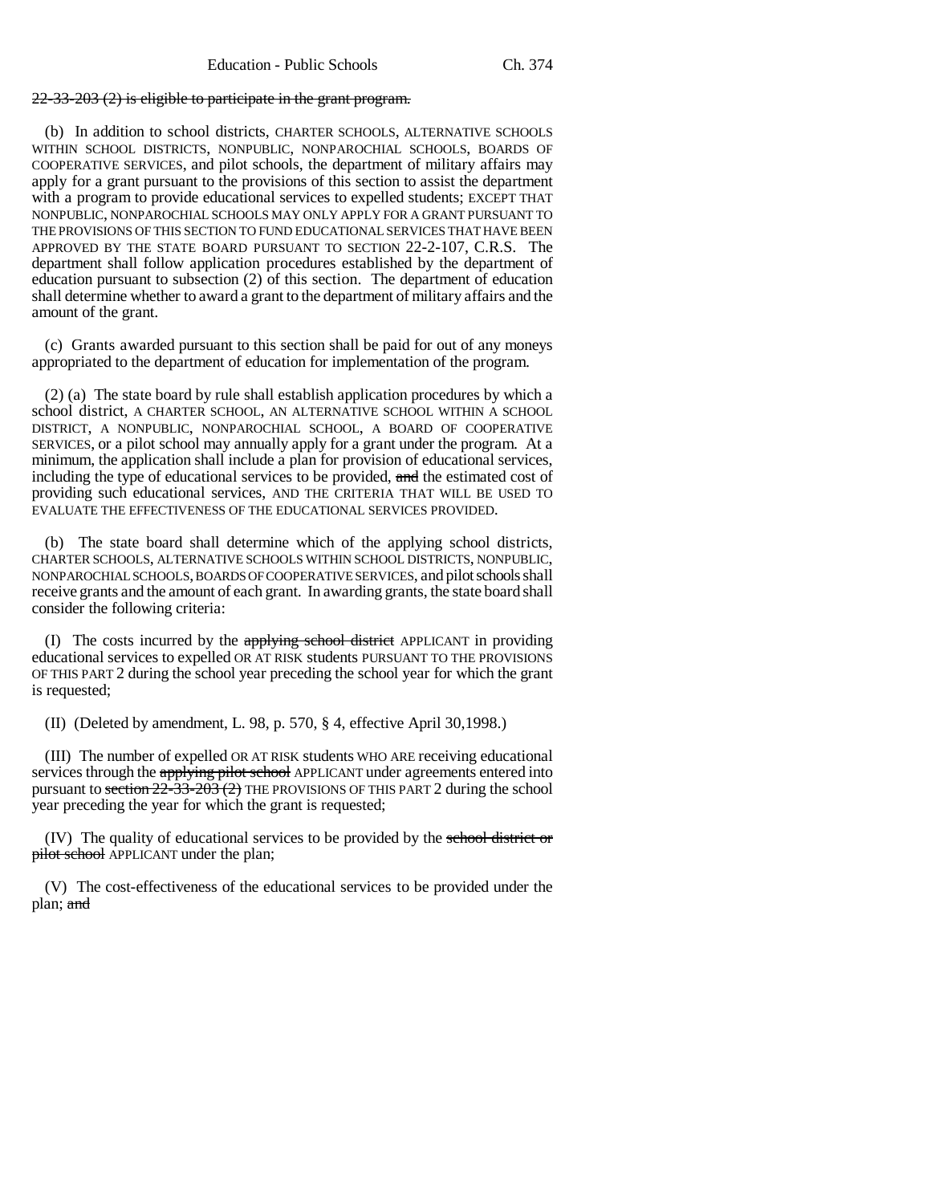~~22-33-203 (2) is eligible to participate in the grant program.~~

(b) In addition to school districts, CHARTER SCHOOLS, ALTERNATIVE SCHOOLS WITHIN SCHOOL DISTRICTS, NONPUBLIC, NONPAROCHIAL SCHOOLS, BOARDS OF COOPERATIVE SERVICES, and pilot schools, the department of military affairs may apply for a grant pursuant to the provisions of this section to assist the department with a program to provide educational services to expelled students; EXCEPT THAT NONPUBLIC, NONPAROCHIAL SCHOOLS MAY ONLY APPLY FOR A GRANT PURSUANT TO THE PROVISIONS OF THIS SECTION TO FUND EDUCATIONAL SERVICES THAT HAVE BEEN APPROVED BY THE STATE BOARD PURSUANT TO SECTION 22-2-107, C.R.S. The department shall follow application procedures established by the department of education pursuant to subsection (2) of this section. The department of education shall determine whether to award a grant to the department of military affairs and the amount of the grant.

(c) Grants awarded pursuant to this section shall be paid for out of any moneys appropriated to the department of education for implementation of the program.

(2) (a) The state board by rule shall establish application procedures by which a school district, A CHARTER SCHOOL, AN ALTERNATIVE SCHOOL WITHIN A SCHOOL DISTRICT, A NONPUBLIC, NONPAROCHIAL SCHOOL, A BOARD OF COOPERATIVE SERVICES, or a pilot school may annually apply for a grant under the program. At a minimum, the application shall include a plan for provision of educational services, including the type of educational services to be provided, ~~and~~ the estimated cost of providing such educational services, AND THE CRITERIA THAT WILL BE USED TO EVALUATE THE EFFECTIVENESS OF THE EDUCATIONAL SERVICES PROVIDED.

(b) The state board shall determine which of the applying school districts, CHARTER SCHOOLS, ALTERNATIVE SCHOOLS WITHIN SCHOOL DISTRICTS, NONPUBLIC, NONPAROCHIAL SCHOOLS, BOARDS OF COOPERATIVE SERVICES, and pilot schools shall receive grants and the amount of each grant. In awarding grants, the state board shall consider the following criteria:

(I) The costs incurred by the ~~applying school district~~ APPLICANT in providing educational services to expelled OR AT RISK students PURSUANT TO THE PROVISIONS OF THIS PART 2 during the school year preceding the school year for which the grant is requested;

(II) (Deleted by amendment, L. 98, p. 570, § 4, effective April 30,1998.)

(III) The number of expelled OR AT RISK students WHO ARE receiving educational services through the ~~applying pilot school~~ APPLICANT under agreements entered into pursuant to ~~section 22-33-203 (2)~~ THE PROVISIONS OF THIS PART 2 during the school year preceding the year for which the grant is requested;

(IV) The quality of educational services to be provided by the ~~school district or pilot school~~ APPLICANT under the plan;

(V) The cost-effectiveness of the educational services to be provided under the plan; ~~and~~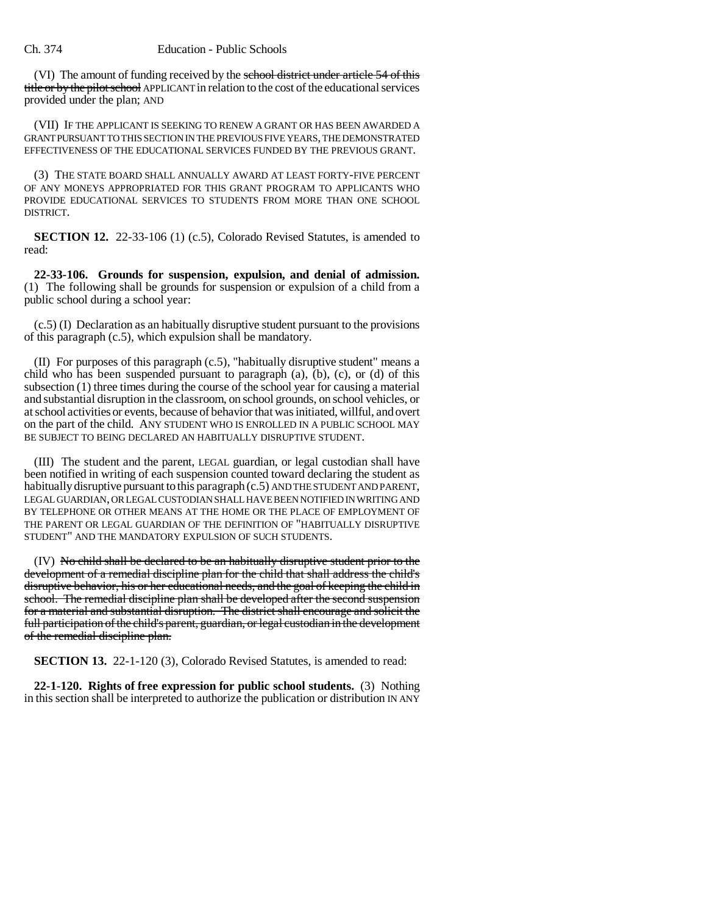(VI) The amount of funding received by the ~~school district under article 54 of this title or by the pilot school~~ APPLICANT in relation to the cost of the educational services provided under the plan; AND

(VII) IF THE APPLICANT IS SEEKING TO RENEW A GRANT OR HAS BEEN AWARDED A GRANT PURSUANT TO THIS SECTION IN THE PREVIOUS FIVE YEARS, THE DEMONSTRATED EFFECTIVENESS OF THE EDUCATIONAL SERVICES FUNDED BY THE PREVIOUS GRANT.

(3) THE STATE BOARD SHALL ANNUALLY AWARD AT LEAST FORTY-FIVE PERCENT OF ANY MONEYS APPROPRIATED FOR THIS GRANT PROGRAM TO APPLICANTS WHO PROVIDE EDUCATIONAL SERVICES TO STUDENTS FROM MORE THAN ONE SCHOOL DISTRICT.

**SECTION 12.** 22-33-106 (1) (c.5), Colorado Revised Statutes, is amended to read:

**22-33-106. Grounds for suspension, expulsion, and denial of admission.** (1) The following shall be grounds for suspension or expulsion of a child from a public school during a school year:

(c.5) (I) Declaration as an habitually disruptive student pursuant to the provisions of this paragraph (c.5), which expulsion shall be mandatory.

(II) For purposes of this paragraph (c.5), "habitually disruptive student" means a child who has been suspended pursuant to paragraph (a), (b), (c), or (d) of this subsection (1) three times during the course of the school year for causing a material and substantial disruption in the classroom, on school grounds, on school vehicles, or at school activities or events, because of behavior that was initiated, willful, and overt on the part of the child. ANY STUDENT WHO IS ENROLLED IN A PUBLIC SCHOOL MAY BE SUBJECT TO BEING DECLARED AN HABITUALLY DISRUPTIVE STUDENT.

(III) The student and the parent, LEGAL guardian, or legal custodian shall have been notified in writing of each suspension counted toward declaring the student as habitually disruptive pursuant to this paragraph (c.5) AND THE STUDENT AND PARENT, LEGAL GUARDIAN, OR LEGAL CUSTODIAN SHALL HAVE BEEN NOTIFIED IN WRITING AND BY TELEPHONE OR OTHER MEANS AT THE HOME OR THE PLACE OF EMPLOYMENT OF THE PARENT OR LEGAL GUARDIAN OF THE DEFINITION OF "HABITUALLY DISRUPTIVE STUDENT" AND THE MANDATORY EXPULSION OF SUCH STUDENTS.

(IV) ~~No child shall be declared to be an habitually disruptive student prior to the development of a remedial discipline plan for the child that shall address the child's disruptive behavior, his or her educational needs, and the goal of keeping the child in school. The remedial discipline plan shall be developed after the second suspension for a material and substantial disruption. The district shall encourage and solicit the full participation of the child's parent, guardian, or legal custodian in the development of the remedial discipline plan.~~

**SECTION 13.** 22-1-120 (3), Colorado Revised Statutes, is amended to read:

**22-1-120. Rights of free expression for public school students.** (3) Nothing in this section shall be interpreted to authorize the publication or distribution IN ANY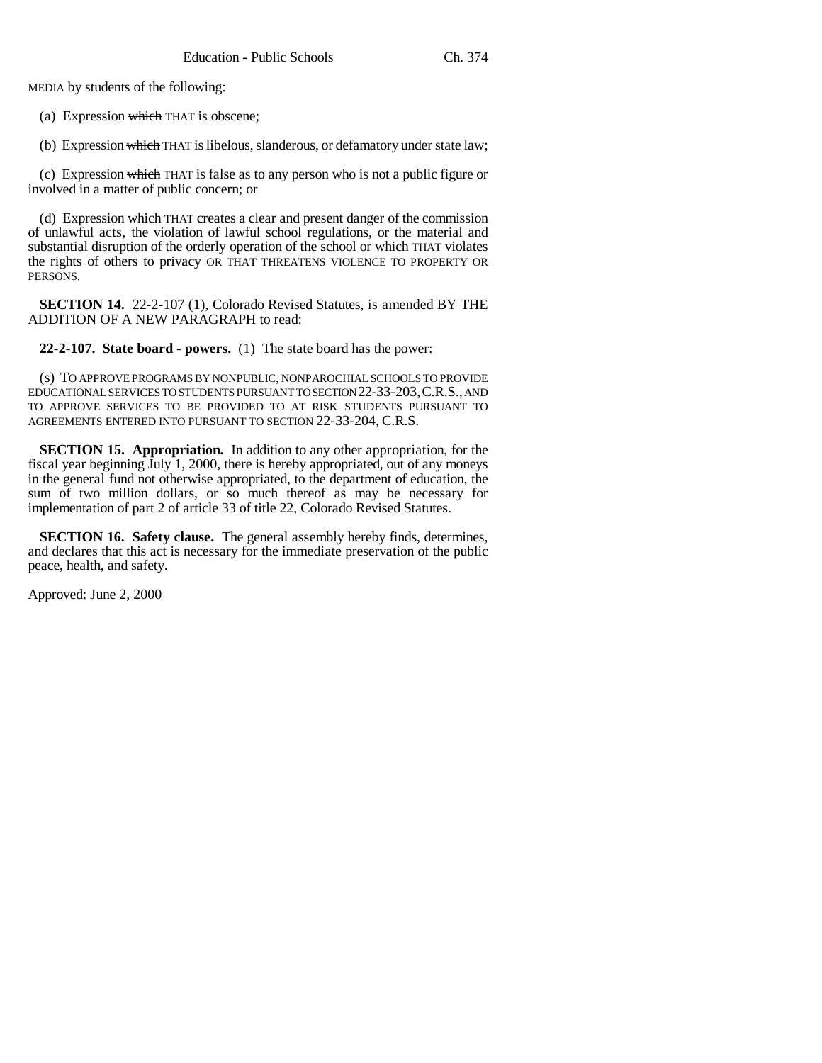MEDIA by students of the following:

(a) Expression ~~which~~ THAT is obscene;

(b) Expression ~~which~~ THAT is libelous, slanderous, or defamatory under state law;

(c) Expression ~~which~~ THAT is false as to any person who is not a public figure or involved in a matter of public concern; or

(d) Expression ~~which~~ THAT creates a clear and present danger of the commission of unlawful acts, the violation of lawful school regulations, or the material and substantial disruption of the orderly operation of the school or ~~which~~ THAT violates the rights of others to privacy OR THAT THREATENS VIOLENCE TO PROPERTY OR PERSONS.

**SECTION 14.** 22-2-107 (1), Colorado Revised Statutes, is amended BY THE ADDITION OF A NEW PARAGRAPH to read:

**22-2-107. State board - powers.** (1) The state board has the power:

(s) TO APPROVE PROGRAMS BY NONPUBLIC, NONPAROCHIAL SCHOOLS TO PROVIDE EDUCATIONAL SERVICES TO STUDENTS PURSUANT TO SECTION 22-33-203, C.R.S., AND TO APPROVE SERVICES TO BE PROVIDED TO AT RISK STUDENTS PURSUANT TO AGREEMENTS ENTERED INTO PURSUANT TO SECTION 22-33-204, C.R.S.

**SECTION 15. Appropriation.** In addition to any other appropriation, for the fiscal year beginning July 1, 2000, there is hereby appropriated, out of any moneys in the general fund not otherwise appropriated, to the department of education, the sum of two million dollars, or so much thereof as may be necessary for implementation of part 2 of article 33 of title 22, Colorado Revised Statutes.

**SECTION 16. Safety clause.** The general assembly hereby finds, determines, and declares that this act is necessary for the immediate preservation of the public peace, health, and safety.

Approved: June 2, 2000